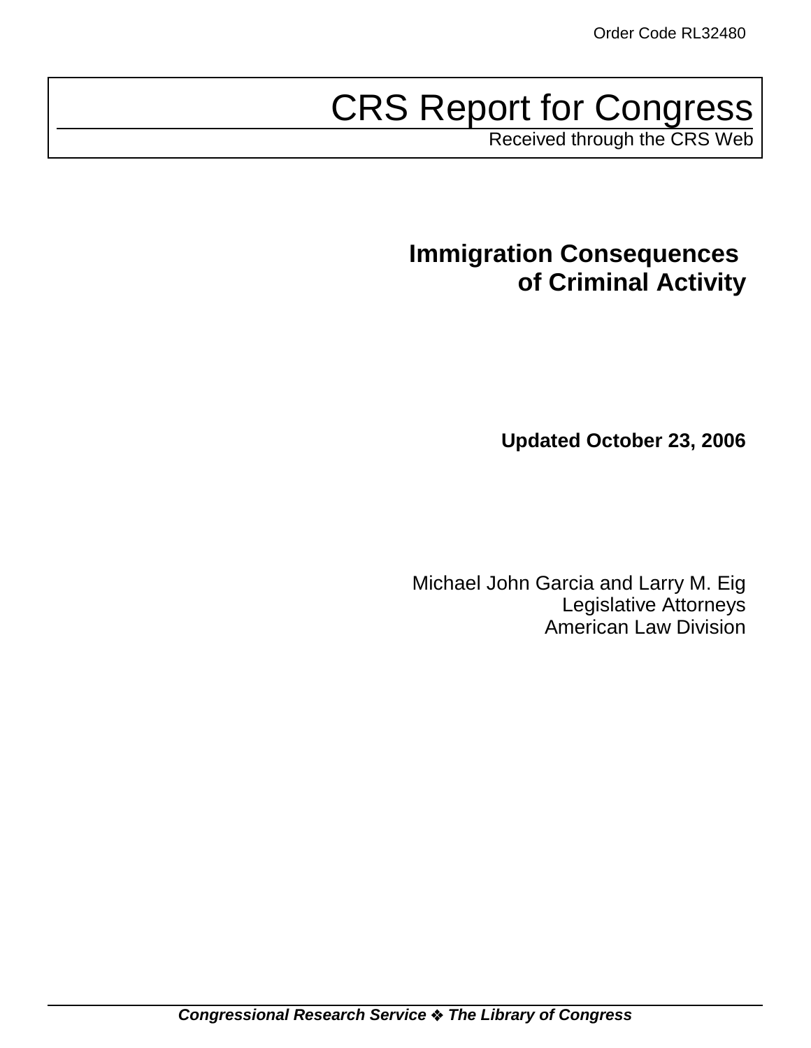Order Code RL32480

# CRS Report for Congress

Received through the CRS Web

## Immigration Consequences of Criminal Activity

**Updated October 23, 2006**

Michael John Garcia and Larry M. Eig
Legislative Attorneys
American Law Division

***Congressional Research Service ❖ The Library of Congress***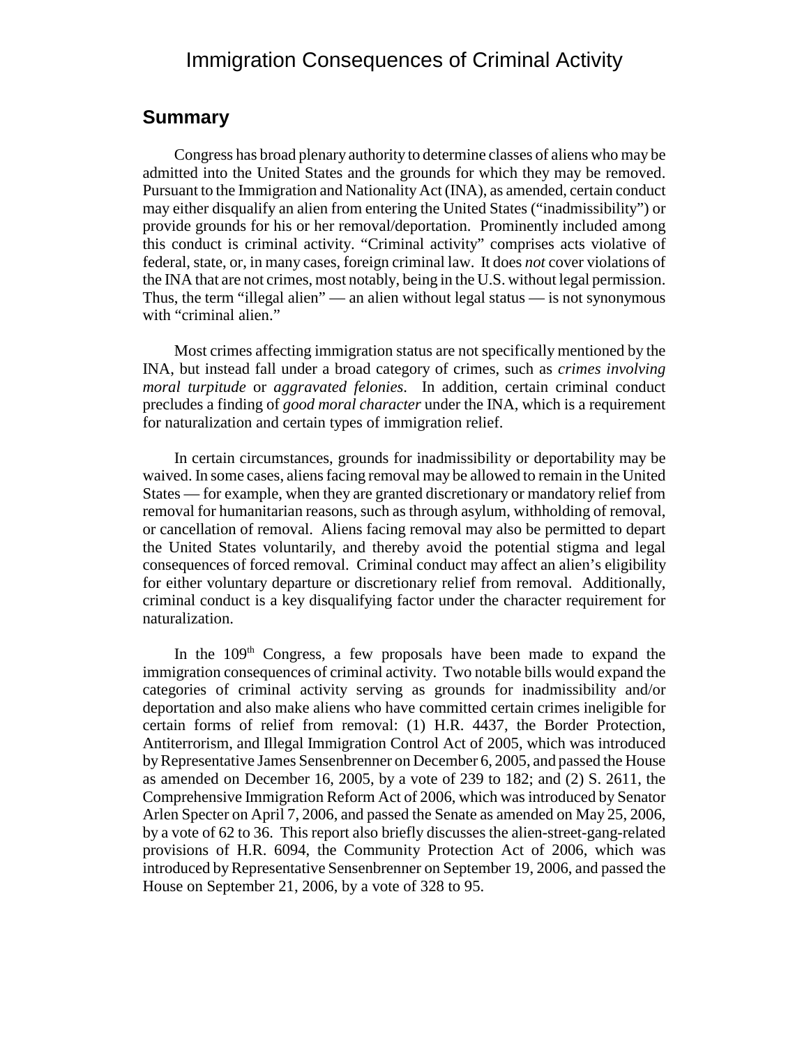# Immigration Consequences of Criminal Activity

## Summary

Congress has broad plenary authority to determine classes of aliens who may be admitted into the United States and the grounds for which they may be removed. Pursuant to the Immigration and Nationality Act (INA), as amended, certain conduct may either disqualify an alien from entering the United States ("inadmissibility") or provide grounds for his or her removal/deportation. Prominently included among this conduct is criminal activity. "Criminal activity" comprises acts violative of federal, state, or, in many cases, foreign criminal law. It does *not* cover violations of the INA that are not crimes, most notably, being in the U.S. without legal permission. Thus, the term "illegal alien" — an alien without legal status — is not synonymous with "criminal alien."

Most crimes affecting immigration status are not specifically mentioned by the INA, but instead fall under a broad category of crimes, such as *crimes involving moral turpitude* or *aggravated felonies*. In addition, certain criminal conduct precludes a finding of *good moral character* under the INA, which is a requirement for naturalization and certain types of immigration relief.

In certain circumstances, grounds for inadmissibility or deportability may be waived. In some cases, aliens facing removal may be allowed to remain in the United States — for example, when they are granted discretionary or mandatory relief from removal for humanitarian reasons, such as through asylum, withholding of removal, or cancellation of removal. Aliens facing removal may also be permitted to depart the United States voluntarily, and thereby avoid the potential stigma and legal consequences of forced removal. Criminal conduct may affect an alien's eligibility for either voluntary departure or discretionary relief from removal. Additionally, criminal conduct is a key disqualifying factor under the character requirement for naturalization.

In the 109th Congress, a few proposals have been made to expand the immigration consequences of criminal activity. Two notable bills would expand the categories of criminal activity serving as grounds for inadmissibility and/or deportation and also make aliens who have committed certain crimes ineligible for certain forms of relief from removal: (1) H.R. 4437, the Border Protection, Antiterrorism, and Illegal Immigration Control Act of 2005, which was introduced by Representative James Sensenbrenner on December 6, 2005, and passed the House as amended on December 16, 2005, by a vote of 239 to 182; and (2) S. 2611, the Comprehensive Immigration Reform Act of 2006, which was introduced by Senator Arlen Specter on April 7, 2006, and passed the Senate as amended on May 25, 2006, by a vote of 62 to 36. This report also briefly discusses the alien-street-gang-related provisions of H.R. 6094, the Community Protection Act of 2006, which was introduced by Representative Sensenbrenner on September 19, 2006, and passed the House on September 21, 2006, by a vote of 328 to 95.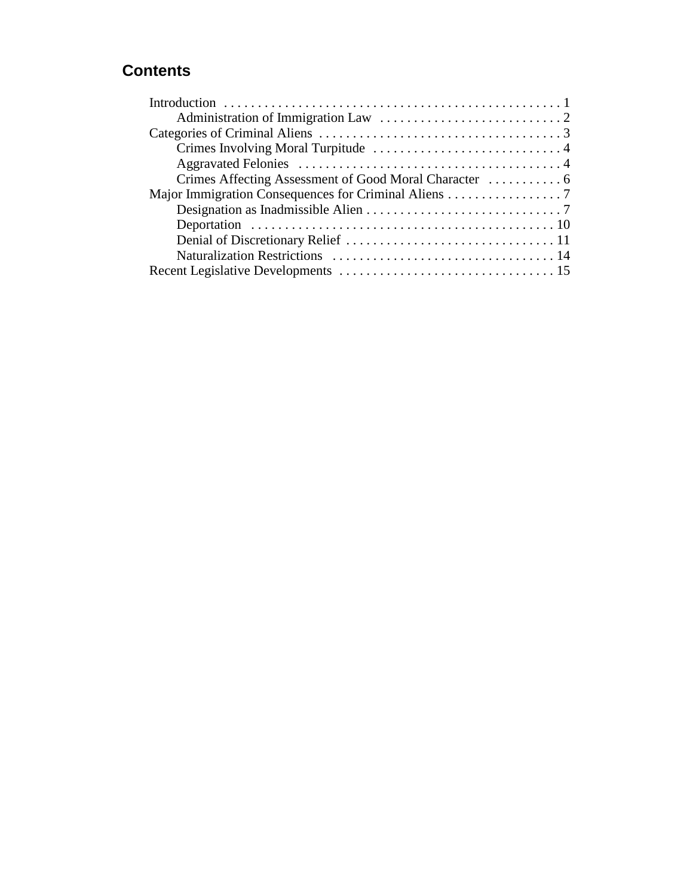## Contents

- Introduction . . . . . . . . . . 1
  - Administration of Immigration Law . . . . . . . . . . 2
- Categories of Criminal Aliens . . . . . . . . . . 3
  - Crimes Involving Moral Turpitude . . . . . . . . . . 4
  - Aggravated Felonies . . . . . . . . . . 4
  - Crimes Affecting Assessment of Good Moral Character . . . . . . . . . . 6
- Major Immigration Consequences for Criminal Aliens . . . . . . . . . . 7
  - Designation as Inadmissible Alien . . . . . . . . . . 7
  - Deportation . . . . . . . . . . 10
  - Denial of Discretionary Relief . . . . . . . . . . 11
  - Naturalization Restrictions . . . . . . . . . . 14
- Recent Legislative Developments . . . . . . . . . . 15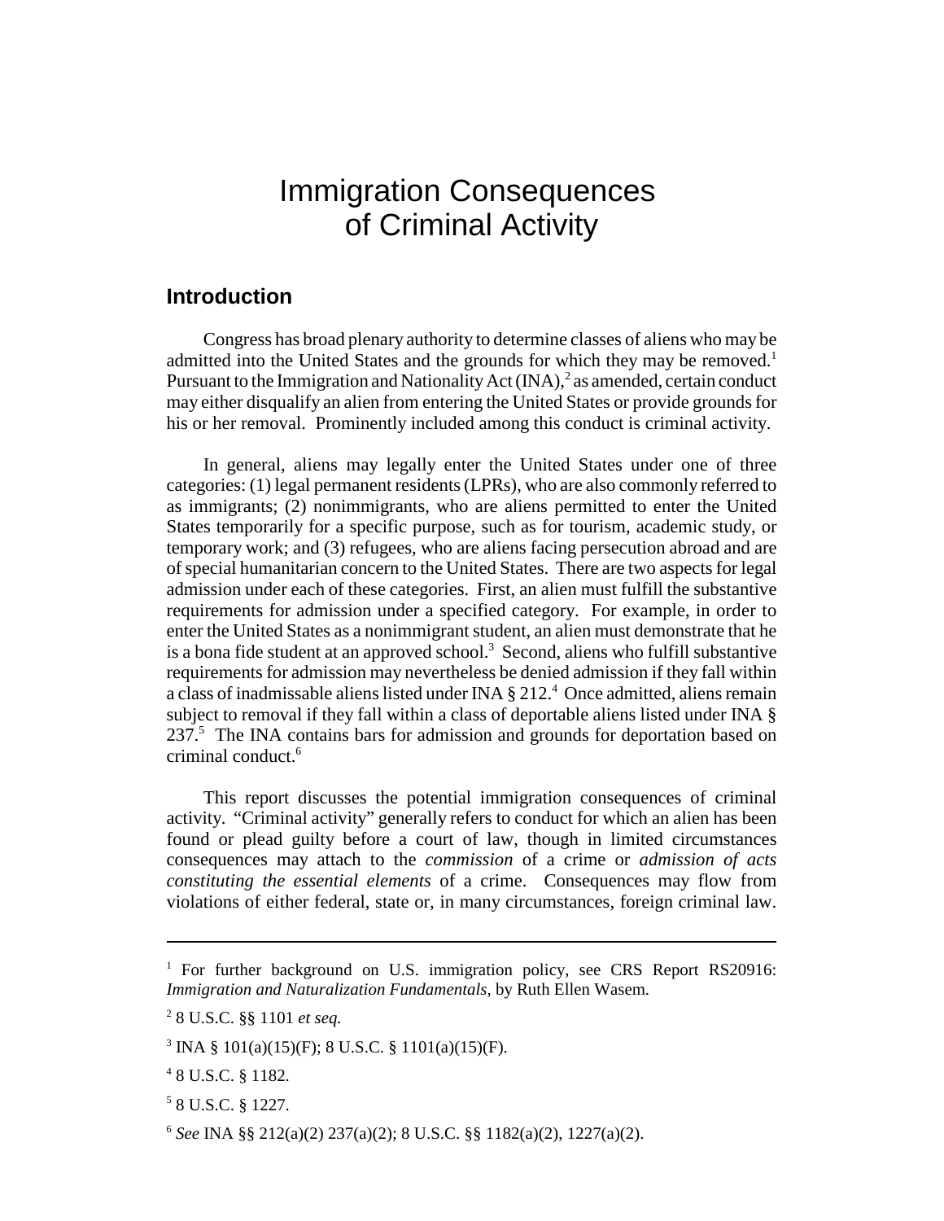# Immigration Consequences of Criminal Activity

## Introduction

Congress has broad plenary authority to determine classes of aliens who may be admitted into the United States and the grounds for which they may be removed.[1] Pursuant to the Immigration and Nationality Act (INA),[2] as amended, certain conduct may either disqualify an alien from entering the United States or provide grounds for his or her removal. Prominently included among this conduct is criminal activity.

In general, aliens may legally enter the United States under one of three categories: (1) legal permanent residents (LPRs), who are also commonly referred to as immigrants; (2) nonimmigrants, who are aliens permitted to enter the United States temporarily for a specific purpose, such as for tourism, academic study, or temporary work; and (3) refugees, who are aliens facing persecution abroad and are of special humanitarian concern to the United States. There are two aspects for legal admission under each of these categories. First, an alien must fulfill the substantive requirements for admission under a specified category. For example, in order to enter the United States as a nonimmigrant student, an alien must demonstrate that he is a bona fide student at an approved school.[3] Second, aliens who fulfill substantive requirements for admission may nevertheless be denied admission if they fall within a class of inadmissable aliens listed under INA § 212.[4] Once admitted, aliens remain subject to removal if they fall within a class of deportable aliens listed under INA § 237.[5] The INA contains bars for admission and grounds for deportation based on criminal conduct.[6]

This report discusses the potential immigration consequences of criminal activity. "Criminal activity" generally refers to conduct for which an alien has been found or plead guilty before a court of law, though in limited circumstances consequences may attach to the *commission* of a crime or *admission of acts constituting the essential elements* of a crime. Consequences may flow from violations of either federal, state or, in many circumstances, foreign criminal law.

---

[1] For further background on U.S. immigration policy, see CRS Report RS20916: *Immigration and Naturalization Fundamentals*, by Ruth Ellen Wasem.

[2] 8 U.S.C. §§ 1101 *et seq.*

[3] INA § 101(a)(15)(F); 8 U.S.C. § 1101(a)(15)(F).

[4] 8 U.S.C. § 1182.

[5] 8 U.S.C. § 1227.

[6] *See* INA §§ 212(a)(2) 237(a)(2); 8 U.S.C. §§ 1182(a)(2), 1227(a)(2).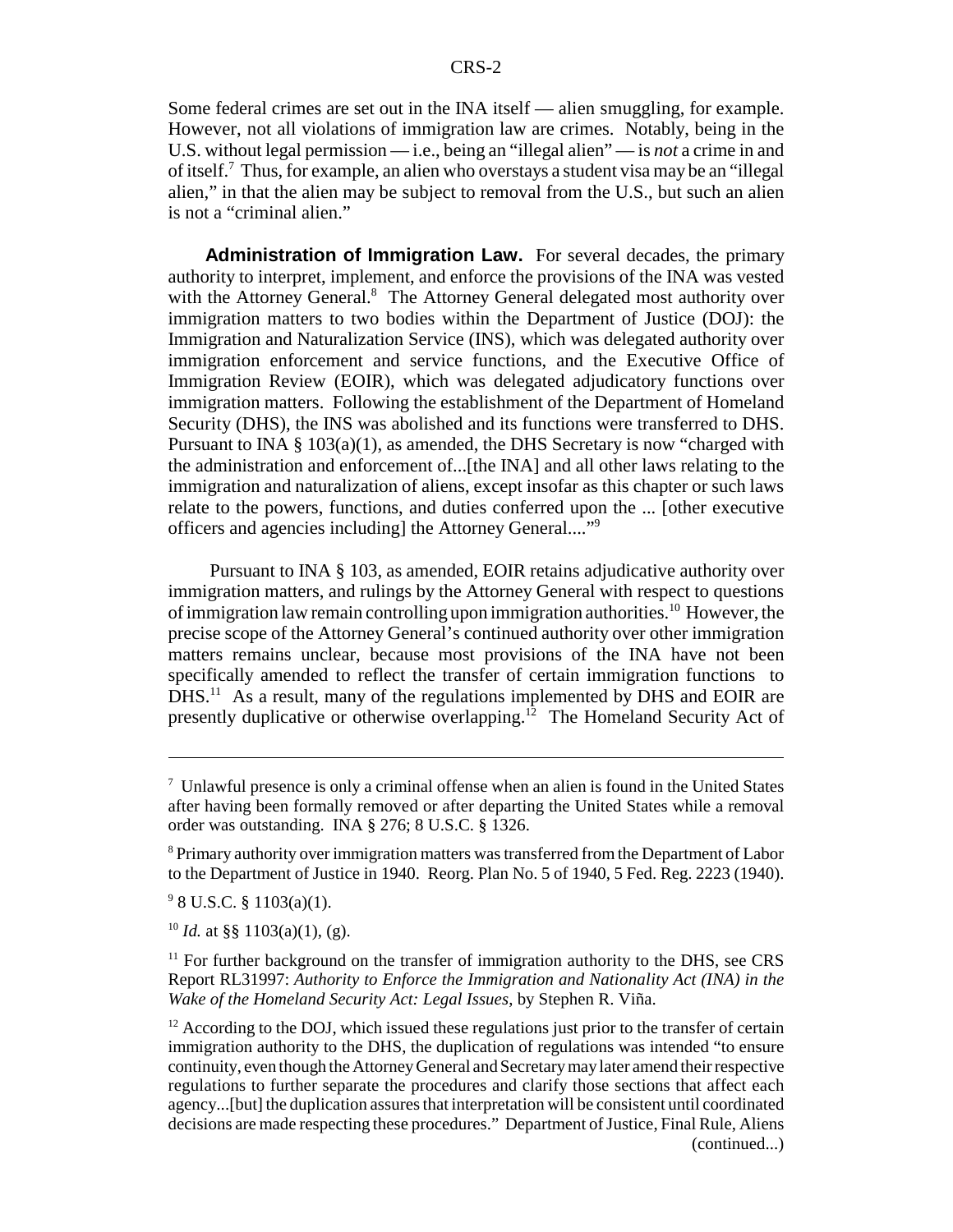Some federal crimes are set out in the INA itself — alien smuggling, for example. However, not all violations of immigration law are crimes. Notably, being in the U.S. without legal permission — i.e., being an "illegal alien" — is *not* a crime in and of itself.[7] Thus, for example, an alien who overstays a student visa may be an "illegal alien," in that the alien may be subject to removal from the U.S., but such an alien is not a "criminal alien."

**Administration of Immigration Law.** For several decades, the primary authority to interpret, implement, and enforce the provisions of the INA was vested with the Attorney General.[8] The Attorney General delegated most authority over immigration matters to two bodies within the Department of Justice (DOJ): the Immigration and Naturalization Service (INS), which was delegated authority over immigration enforcement and service functions, and the Executive Office of Immigration Review (EOIR), which was delegated adjudicatory functions over immigration matters. Following the establishment of the Department of Homeland Security (DHS), the INS was abolished and its functions were transferred to DHS. Pursuant to INA § 103(a)(1), as amended, the DHS Secretary is now "charged with the administration and enforcement of...[the INA] and all other laws relating to the immigration and naturalization of aliens, except insofar as this chapter or such laws relate to the powers, functions, and duties conferred upon the ... [other executive officers and agencies including] the Attorney General...."[9]

Pursuant to INA § 103, as amended, EOIR retains adjudicative authority over immigration matters, and rulings by the Attorney General with respect to questions of immigration law remain controlling upon immigration authorities.[10] However, the precise scope of the Attorney General's continued authority over other immigration matters remains unclear, because most provisions of the INA have not been specifically amended to reflect the transfer of certain immigration functions to DHS.[11] As a result, many of the regulations implemented by DHS and EOIR are presently duplicative or otherwise overlapping.[12] The Homeland Security Act of

---

[7] Unlawful presence is only a criminal offense when an alien is found in the United States after having been formally removed or after departing the United States while a removal order was outstanding. INA § 276; 8 U.S.C. § 1326.

[8] Primary authority over immigration matters was transferred from the Department of Labor to the Department of Justice in 1940. Reorg. Plan No. 5 of 1940, 5 Fed. Reg. 2223 (1940).

[9] 8 U.S.C. § 1103(a)(1).

[10] *Id.* at §§ 1103(a)(1), (g).

[11] For further background on the transfer of immigration authority to the DHS, see CRS Report RL31997: *Authority to Enforce the Immigration and Nationality Act (INA) in the Wake of the Homeland Security Act: Legal Issues*, by Stephen R. Viña.

[12] According to the DOJ, which issued these regulations just prior to the transfer of certain immigration authority to the DHS, the duplication of regulations was intended "to ensure continuity, even though the Attorney General and Secretary may later amend their respective regulations to further separate the procedures and clarify those sections that affect each agency...[but] the duplication assures that interpretation will be consistent until coordinated decisions are made respecting these procedures." Department of Justice, Final Rule, Aliens (continued...)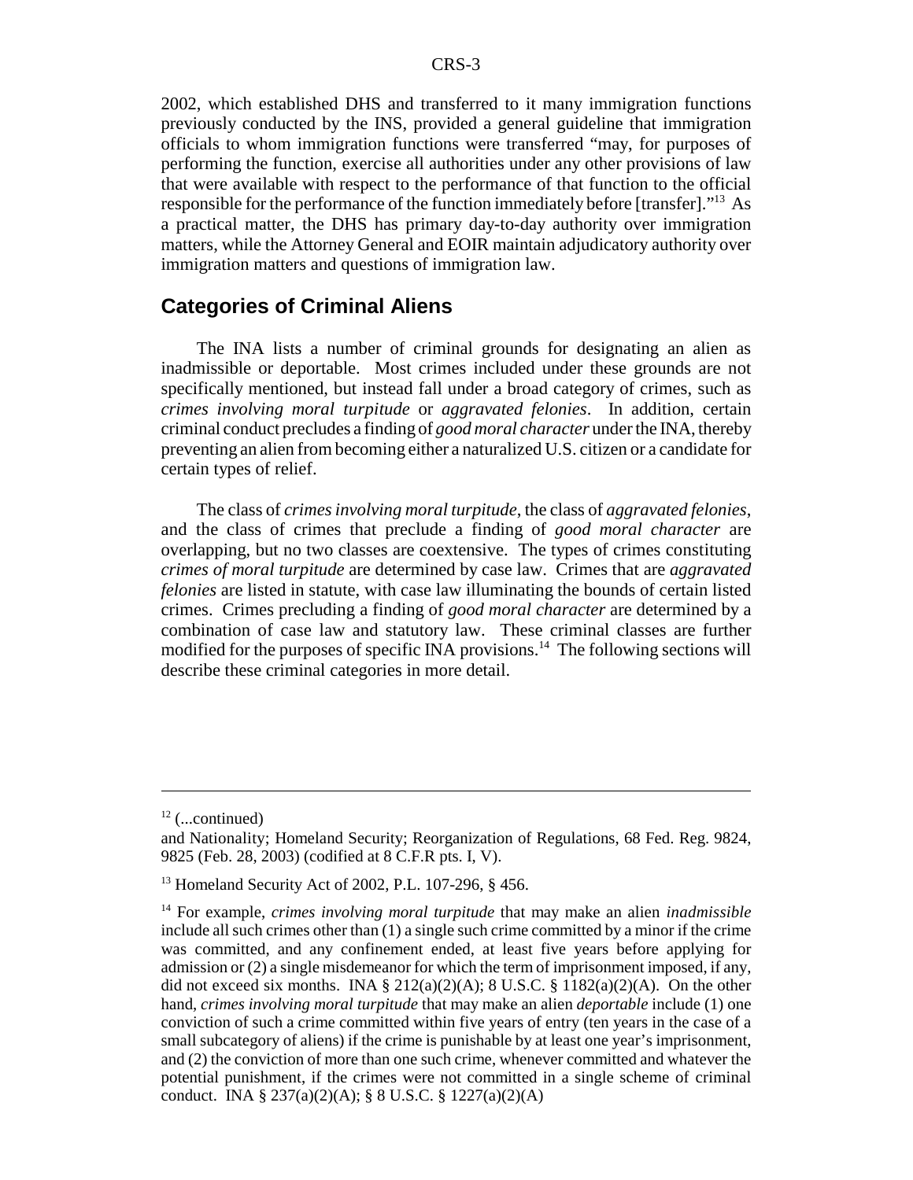2002, which established DHS and transferred to it many immigration functions previously conducted by the INS, provided a general guideline that immigration officials to whom immigration functions were transferred "may, for purposes of performing the function, exercise all authorities under any other provisions of law that were available with respect to the performance of that function to the official responsible for the performance of the function immediately before [transfer]."[13] As a practical matter, the DHS has primary day-to-day authority over immigration matters, while the Attorney General and EOIR maintain adjudicatory authority over immigration matters and questions of immigration law.

## Categories of Criminal Aliens

The INA lists a number of criminal grounds for designating an alien as inadmissible or deportable. Most crimes included under these grounds are not specifically mentioned, but instead fall under a broad category of crimes, such as *crimes involving moral turpitude* or *aggravated felonies*. In addition, certain criminal conduct precludes a finding of *good moral character* under the INA, thereby preventing an alien from becoming either a naturalized U.S. citizen or a candidate for certain types of relief.

The class of *crimes involving moral turpitude*, the class of *aggravated felonies*, and the class of crimes that preclude a finding of *good moral character* are overlapping, but no two classes are coextensive. The types of crimes constituting *crimes of moral turpitude* are determined by case law. Crimes that are *aggravated felonies* are listed in statute, with case law illuminating the bounds of certain listed crimes. Crimes precluding a finding of *good moral character* are determined by a combination of case law and statutory law. These criminal classes are further modified for the purposes of specific INA provisions.[14] The following sections will describe these criminal categories in more detail.

---

[12] (...continued)

and Nationality; Homeland Security; Reorganization of Regulations, 68 Fed. Reg. 9824, 9825 (Feb. 28, 2003) (codified at 8 C.F.R pts. I, V).

[13] Homeland Security Act of 2002, P.L. 107-296, § 456.

[14] For example, *crimes involving moral turpitude* that may make an alien *inadmissible* include all such crimes other than (1) a single such crime committed by a minor if the crime was committed, and any confinement ended, at least five years before applying for admission or (2) a single misdemeanor for which the term of imprisonment imposed, if any, did not exceed six months. INA § 212(a)(2)(A); 8 U.S.C. § 1182(a)(2)(A). On the other hand, *crimes involving moral turpitude* that may make an alien *deportable* include (1) one conviction of such a crime committed within five years of entry (ten years in the case of a small subcategory of aliens) if the crime is punishable by at least one year's imprisonment, and (2) the conviction of more than one such crime, whenever committed and whatever the potential punishment, if the crimes were not committed in a single scheme of criminal conduct. INA § 237(a)(2)(A); § 8 U.S.C. § 1227(a)(2)(A)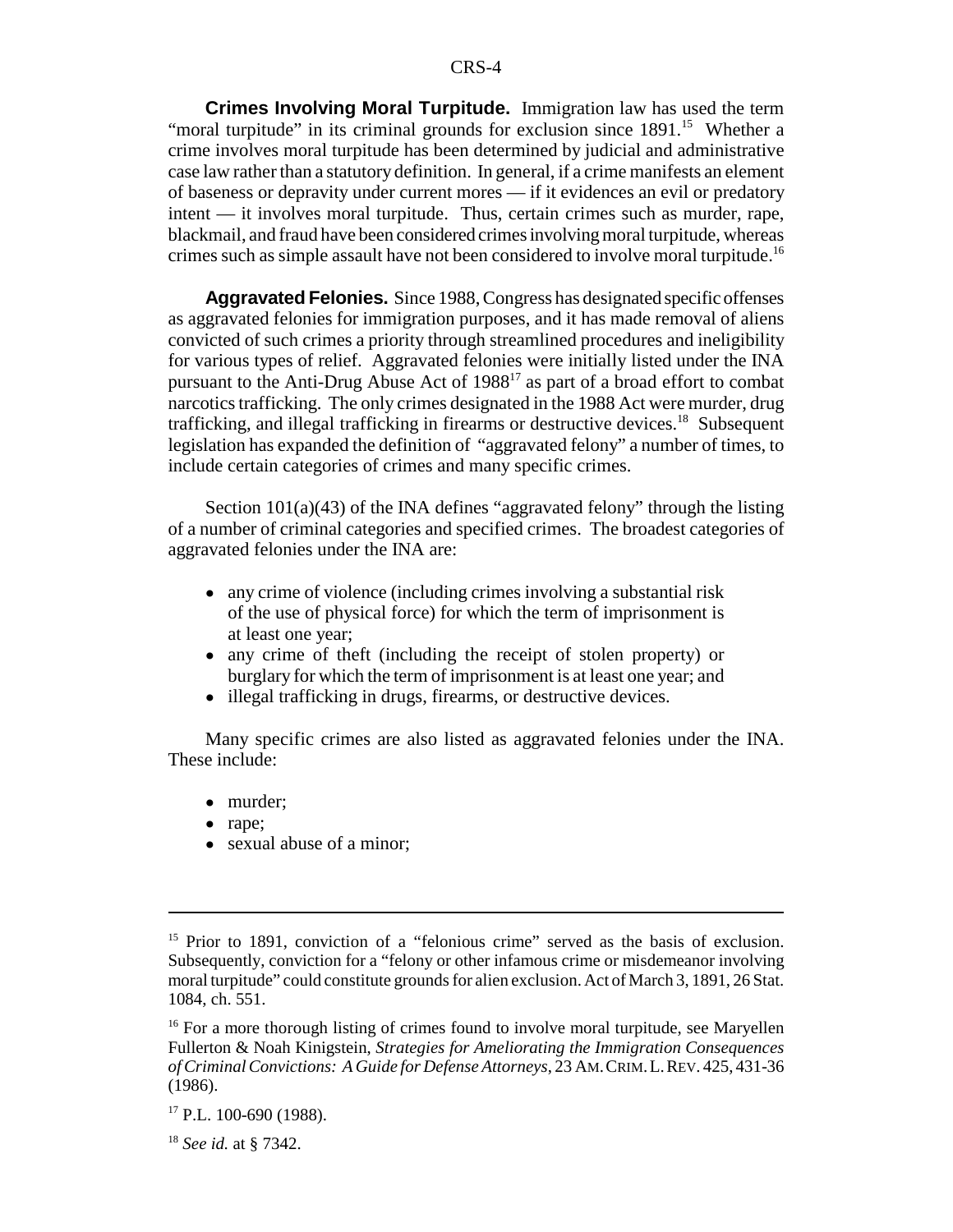**Crimes Involving Moral Turpitude.** Immigration law has used the term "moral turpitude" in its criminal grounds for exclusion since 1891.[15] Whether a crime involves moral turpitude has been determined by judicial and administrative case law rather than a statutory definition. In general, if a crime manifests an element of baseness or depravity under current mores — if it evidences an evil or predatory intent — it involves moral turpitude. Thus, certain crimes such as murder, rape, blackmail, and fraud have been considered crimes involving moral turpitude, whereas crimes such as simple assault have not been considered to involve moral turpitude.[16]

**Aggravated Felonies.** Since 1988, Congress has designated specific offenses as aggravated felonies for immigration purposes, and it has made removal of aliens convicted of such crimes a priority through streamlined procedures and ineligibility for various types of relief. Aggravated felonies were initially listed under the INA pursuant to the Anti-Drug Abuse Act of 1988[17] as part of a broad effort to combat narcotics trafficking. The only crimes designated in the 1988 Act were murder, drug trafficking, and illegal trafficking in firearms or destructive devices.[18] Subsequent legislation has expanded the definition of "aggravated felony" a number of times, to include certain categories of crimes and many specific crimes.

Section 101(a)(43) of the INA defines "aggravated felony" through the listing of a number of criminal categories and specified crimes. The broadest categories of aggravated felonies under the INA are:

- any crime of violence (including crimes involving a substantial risk of the use of physical force) for which the term of imprisonment is at least one year;
- any crime of theft (including the receipt of stolen property) or burglary for which the term of imprisonment is at least one year; and
- illegal trafficking in drugs, firearms, or destructive devices.

Many specific crimes are also listed as aggravated felonies under the INA. These include:

- murder;
- rape;
- sexual abuse of a minor;

---

[15] Prior to 1891, conviction of a "felonious crime" served as the basis of exclusion. Subsequently, conviction for a "felony or other infamous crime or misdemeanor involving moral turpitude" could constitute grounds for alien exclusion. Act of March 3, 1891, 26 Stat. 1084, ch. 551.

[16] For a more thorough listing of crimes found to involve moral turpitude, see Maryellen Fullerton & Noah Kinigstein, *Strategies for Ameliorating the Immigration Consequences of Criminal Convictions: A Guide for Defense Attorneys*, 23 AM. CRIM. L. REV. 425, 431-36 (1986).

[17] P.L. 100-690 (1988).

[18] *See id.* at § 7342.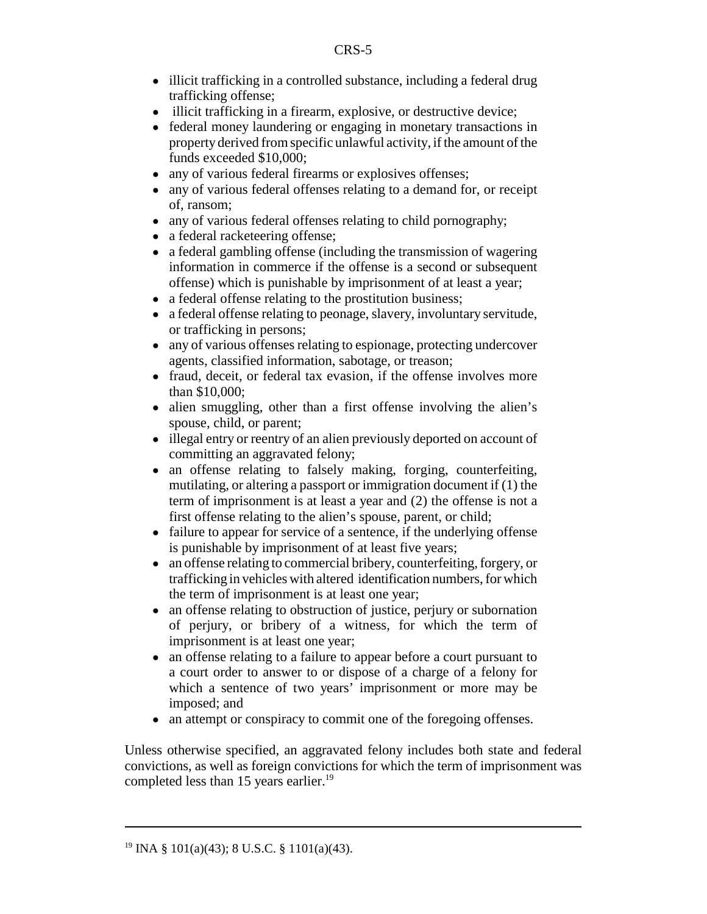- illicit trafficking in a controlled substance, including a federal drug trafficking offense;
- illicit trafficking in a firearm, explosive, or destructive device;
- federal money laundering or engaging in monetary transactions in property derived from specific unlawful activity, if the amount of the funds exceeded $10,000;
- any of various federal firearms or explosives offenses;
- any of various federal offenses relating to a demand for, or receipt of, ransom;
- any of various federal offenses relating to child pornography;
- a federal racketeering offense;
- a federal gambling offense (including the transmission of wagering information in commerce if the offense is a second or subsequent offense) which is punishable by imprisonment of at least a year;
- a federal offense relating to the prostitution business;
- a federal offense relating to peonage, slavery, involuntary servitude, or trafficking in persons;
- any of various offenses relating to espionage, protecting undercover agents, classified information, sabotage, or treason;
- fraud, deceit, or federal tax evasion, if the offense involves more than $10,000;
- alien smuggling, other than a first offense involving the alien's spouse, child, or parent;
- illegal entry or reentry of an alien previously deported on account of committing an aggravated felony;
- an offense relating to falsely making, forging, counterfeiting, mutilating, or altering a passport or immigration document if (1) the term of imprisonment is at least a year and (2) the offense is not a first offense relating to the alien's spouse, parent, or child;
- failure to appear for service of a sentence, if the underlying offense is punishable by imprisonment of at least five years;
- an offense relating to commercial bribery, counterfeiting, forgery, or trafficking in vehicles with altered identification numbers, for which the term of imprisonment is at least one year;
- an offense relating to obstruction of justice, perjury or subornation of perjury, or bribery of a witness, for which the term of imprisonment is at least one year;
- an offense relating to a failure to appear before a court pursuant to a court order to answer to or dispose of a charge of a felony for which a sentence of two years' imprisonment or more may be imposed; and
- an attempt or conspiracy to commit one of the foregoing offenses.

Unless otherwise specified, an aggravated felony includes both state and federal convictions, as well as foreign convictions for which the term of imprisonment was completed less than 15 years earlier.[19]

---

[19] INA § 101(a)(43); 8 U.S.C. § 1101(a)(43).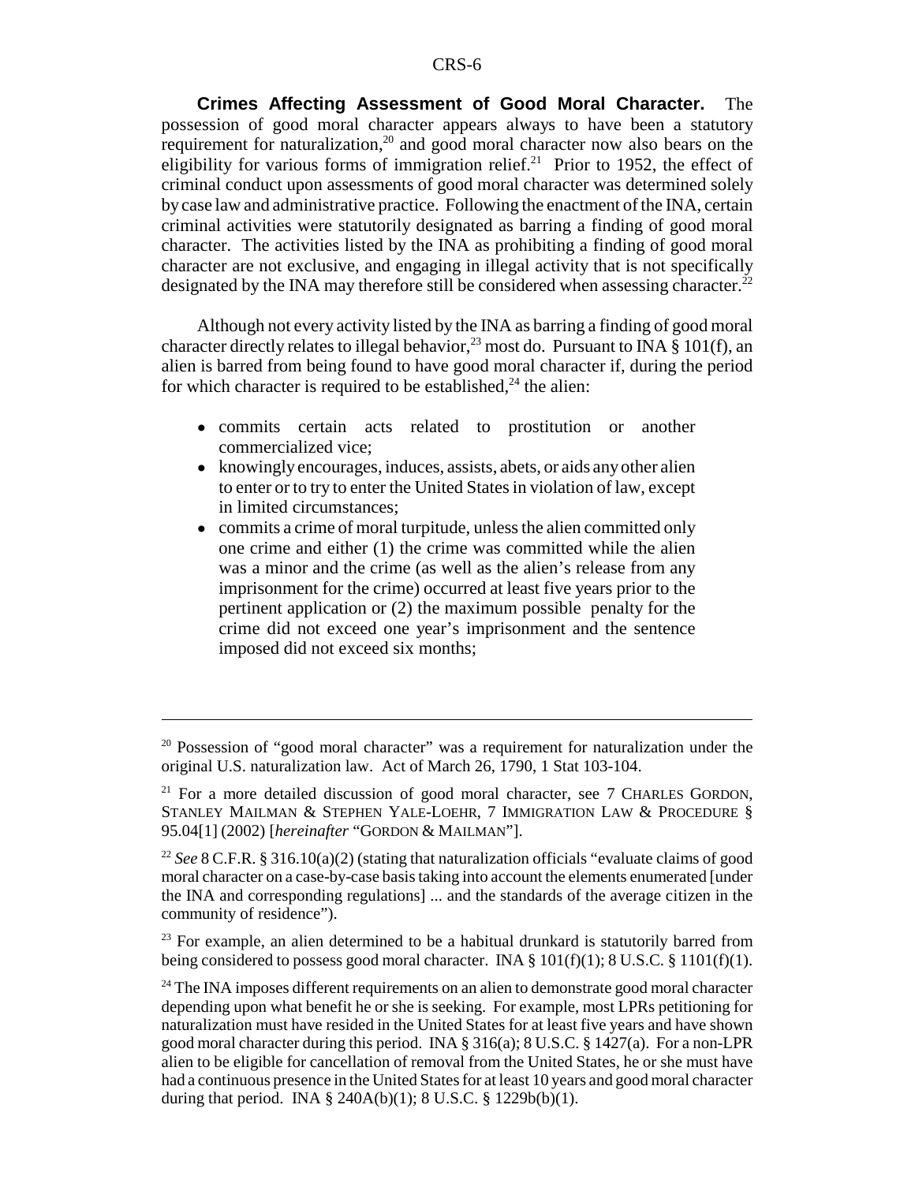**Crimes Affecting Assessment of Good Moral Character.** The possession of good moral character appears always to have been a statutory requirement for naturalization,[20] and good moral character now also bears on the eligibility for various forms of immigration relief.[21] Prior to 1952, the effect of criminal conduct upon assessments of good moral character was determined solely by case law and administrative practice. Following the enactment of the INA, certain criminal activities were statutorily designated as barring a finding of good moral character. The activities listed by the INA as prohibiting a finding of good moral character are not exclusive, and engaging in illegal activity that is not specifically designated by the INA may therefore still be considered when assessing character.[22]

Although not every activity listed by the INA as barring a finding of good moral character directly relates to illegal behavior,[23] most do. Pursuant to INA § 101(f), an alien is barred from being found to have good moral character if, during the period for which character is required to be established,[24] the alien:

- commits certain acts related to prostitution or another commercialized vice;
- knowingly encourages, induces, assists, abets, or aids any other alien to enter or to try to enter the United States in violation of law, except in limited circumstances;
- commits a crime of moral turpitude, unless the alien committed only one crime and either (1) the crime was committed while the alien was a minor and the crime (as well as the alien's release from any imprisonment for the crime) occurred at least five years prior to the pertinent application or (2) the maximum possible penalty for the crime did not exceed one year's imprisonment and the sentence imposed did not exceed six months;

---

[20] Possession of "good moral character" was a requirement for naturalization under the original U.S. naturalization law. Act of March 26, 1790, 1 Stat 103-104.

[21] For a more detailed discussion of good moral character, see 7 CHARLES GORDON, STANLEY MAILMAN & STEPHEN YALE-LOEHR, 7 IMMIGRATION LAW & PROCEDURE § 95.04[1] (2002) [*hereinafter* "GORDON & MAILMAN"].

[22] *See* 8 C.F.R. § 316.10(a)(2) (stating that naturalization officials "evaluate claims of good moral character on a case-by-case basis taking into account the elements enumerated [under the INA and corresponding regulations] ... and the standards of the average citizen in the community of residence").

[23] For example, an alien determined to be a habitual drunkard is statutorily barred from being considered to possess good moral character. INA § 101(f)(1); 8 U.S.C. § 1101(f)(1).

[24] The INA imposes different requirements on an alien to demonstrate good moral character depending upon what benefit he or she is seeking. For example, most LPRs petitioning for naturalization must have resided in the United States for at least five years and have shown good moral character during this period. INA § 316(a); 8 U.S.C. § 1427(a). For a non-LPR alien to be eligible for cancellation of removal from the United States, he or she must have had a continuous presence in the United States for at least 10 years and good moral character during that period. INA § 240A(b)(1); 8 U.S.C. § 1229b(b)(1).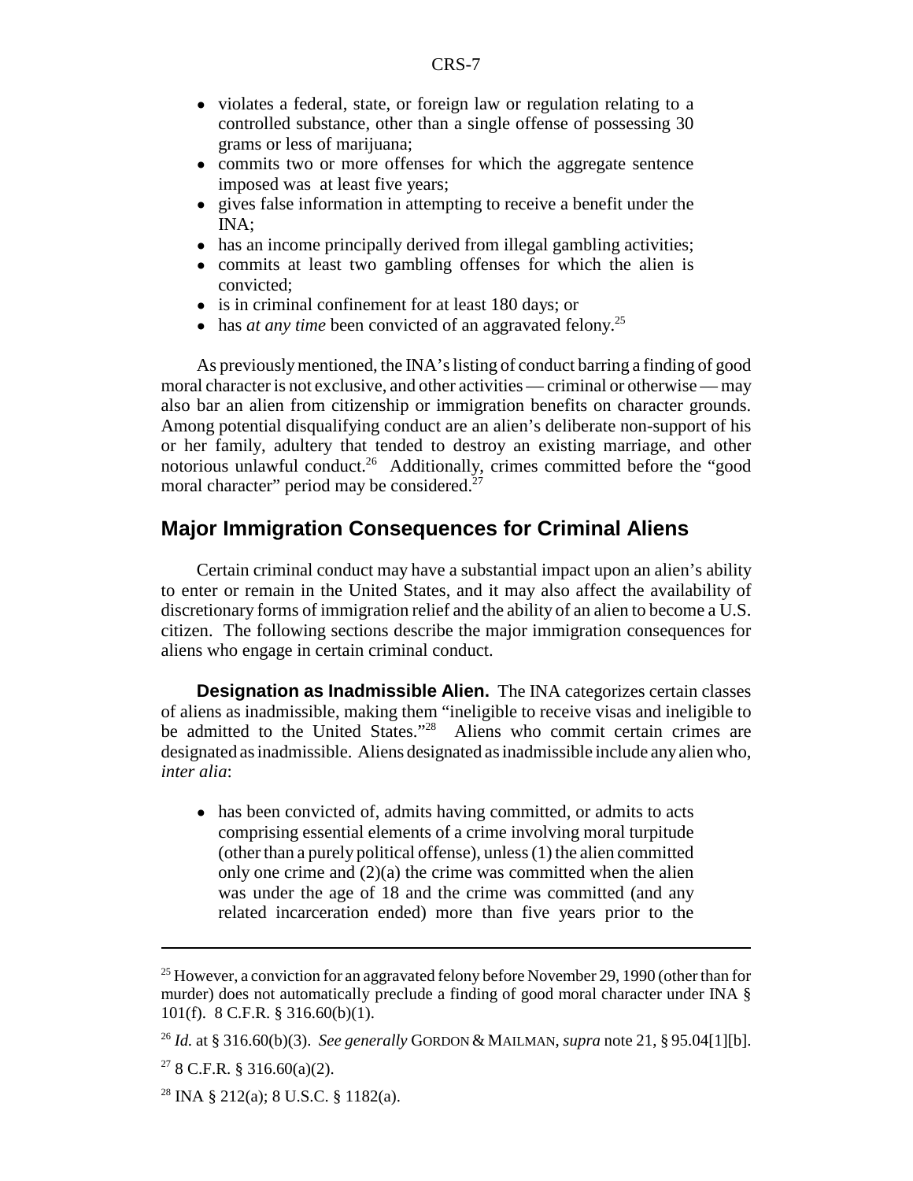- violates a federal, state, or foreign law or regulation relating to a controlled substance, other than a single offense of possessing 30 grams or less of marijuana;
- commits two or more offenses for which the aggregate sentence imposed was at least five years;
- gives false information in attempting to receive a benefit under the INA;
- has an income principally derived from illegal gambling activities;
- commits at least two gambling offenses for which the alien is convicted;
- is in criminal confinement for at least 180 days; or
- has *at any time* been convicted of an aggravated felony.[25]

As previously mentioned, the INA's listing of conduct barring a finding of good moral character is not exclusive, and other activities — criminal or otherwise — may also bar an alien from citizenship or immigration benefits on character grounds. Among potential disqualifying conduct are an alien's deliberate non-support of his or her family, adultery that tended to destroy an existing marriage, and other notorious unlawful conduct.[26] Additionally, crimes committed before the "good moral character" period may be considered.[27]

## Major Immigration Consequences for Criminal Aliens

Certain criminal conduct may have a substantial impact upon an alien's ability to enter or remain in the United States, and it may also affect the availability of discretionary forms of immigration relief and the ability of an alien to become a U.S. citizen. The following sections describe the major immigration consequences for aliens who engage in certain criminal conduct.

**Designation as Inadmissible Alien.** The INA categorizes certain classes of aliens as inadmissible, making them "ineligible to receive visas and ineligible to be admitted to the United States."[28] Aliens who commit certain crimes are designated as inadmissible. Aliens designated as inadmissible include any alien who, *inter alia*:

- has been convicted of, admits having committed, or admits to acts comprising essential elements of a crime involving moral turpitude (other than a purely political offense), unless (1) the alien committed only one crime and (2)(a) the crime was committed when the alien was under the age of 18 and the crime was committed (and any related incarceration ended) more than five years prior to the

---

[25] However, a conviction for an aggravated felony before November 29, 1990 (other than for murder) does not automatically preclude a finding of good moral character under INA § 101(f). 8 C.F.R. § 316.60(b)(1).

[26] *Id.* at § 316.60(b)(3). *See generally* GORDON & MAILMAN, *supra* note 21, § 95.04[1][b].

[27] 8 C.F.R. § 316.60(a)(2).

[28] INA § 212(a); 8 U.S.C. § 1182(a).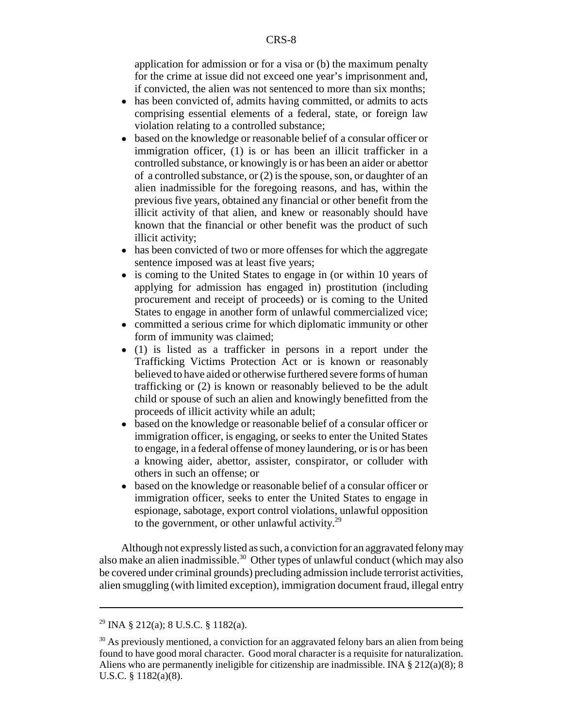application for admission or for a visa or (b) the maximum penalty for the crime at issue did not exceed one year's imprisonment and, if convicted, the alien was not sentenced to more than six months;

- has been convicted of, admits having committed, or admits to acts comprising essential elements of a federal, state, or foreign law violation relating to a controlled substance;
- based on the knowledge or reasonable belief of a consular officer or immigration officer, (1) is or has been an illicit trafficker in a controlled substance, or knowingly is or has been an aider or abettor of a controlled substance, or (2) is the spouse, son, or daughter of an alien inadmissible for the foregoing reasons, and has, within the previous five years, obtained any financial or other benefit from the illicit activity of that alien, and knew or reasonably should have known that the financial or other benefit was the product of such illicit activity;
- has been convicted of two or more offenses for which the aggregate sentence imposed was at least five years;
- is coming to the United States to engage in (or within 10 years of applying for admission has engaged in) prostitution (including procurement and receipt of proceeds) or is coming to the United States to engage in another form of unlawful commercialized vice;
- committed a serious crime for which diplomatic immunity or other form of immunity was claimed;
- (1) is listed as a trafficker in persons in a report under the Trafficking Victims Protection Act or is known or reasonably believed to have aided or otherwise furthered severe forms of human trafficking or (2) is known or reasonably believed to be the adult child or spouse of such an alien and knowingly benefitted from the proceeds of illicit activity while an adult;
- based on the knowledge or reasonable belief of a consular officer or immigration officer, is engaging, or seeks to enter the United States to engage, in a federal offense of money laundering, or is or has been a knowing aider, abettor, assister, conspirator, or colluder with others in such an offense; or
- based on the knowledge or reasonable belief of a consular officer or immigration officer, seeks to enter the United States to engage in espionage, sabotage, export control violations, unlawful opposition to the government, or other unlawful activity.[29]

Although not expressly listed as such, a conviction for an aggravated felony may also make an alien inadmissible.[30] Other types of unlawful conduct (which may also be covered under criminal grounds) precluding admission include terrorist activities, alien smuggling (with limited exception), immigration document fraud, illegal entry

---

[29] INA § 212(a); 8 U.S.C. § 1182(a).

[30] As previously mentioned, a conviction for an aggravated felony bars an alien from being found to have good moral character. Good moral character is a requisite for naturalization. Aliens who are permanently ineligible for citizenship are inadmissible. INA § 212(a)(8); 8 U.S.C. § 1182(a)(8).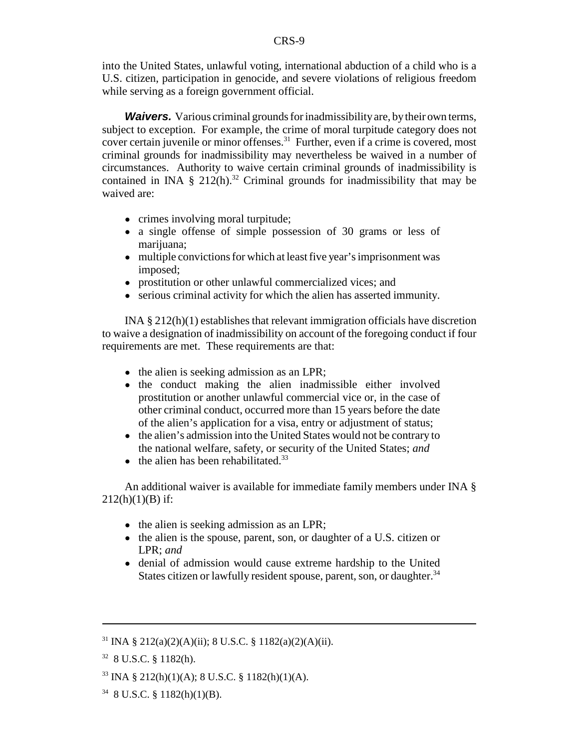into the United States, unlawful voting, international abduction of a child who is a U.S. citizen, participation in genocide, and severe violations of religious freedom while serving as a foreign government official.

***Waivers.*** Various criminal grounds for inadmissibility are, by their own terms, subject to exception. For example, the crime of moral turpitude category does not cover certain juvenile or minor offenses.[31] Further, even if a crime is covered, most criminal grounds for inadmissibility may nevertheless be waived in a number of circumstances. Authority to waive certain criminal grounds of inadmissibility is contained in INA § 212(h).[32] Criminal grounds for inadmissibility that may be waived are:

- crimes involving moral turpitude;
- a single offense of simple possession of 30 grams or less of marijuana;
- multiple convictions for which at least five year's imprisonment was imposed;
- prostitution or other unlawful commercialized vices; and
- serious criminal activity for which the alien has asserted immunity.

INA § 212(h)(1) establishes that relevant immigration officials have discretion to waive a designation of inadmissibility on account of the foregoing conduct if four requirements are met. These requirements are that:

- the alien is seeking admission as an LPR;
- the conduct making the alien inadmissible either involved prostitution or another unlawful commercial vice or, in the case of other criminal conduct, occurred more than 15 years before the date of the alien's application for a visa, entry or adjustment of status;
- the alien's admission into the United States would not be contrary to the national welfare, safety, or security of the United States; *and*
- the alien has been rehabilitated.[33]

An additional waiver is available for immediate family members under INA § 212(h)(1)(B) if:

- the alien is seeking admission as an LPR;
- the alien is the spouse, parent, son, or daughter of a U.S. citizen or LPR; *and*
- denial of admission would cause extreme hardship to the United States citizen or lawfully resident spouse, parent, son, or daughter.[34]

---

[31] INA § 212(a)(2)(A)(ii); 8 U.S.C. § 1182(a)(2)(A)(ii).

[32] 8 U.S.C. § 1182(h).

[33] INA § 212(h)(1)(A); 8 U.S.C. § 1182(h)(1)(A).

[34] 8 U.S.C. § 1182(h)(1)(B).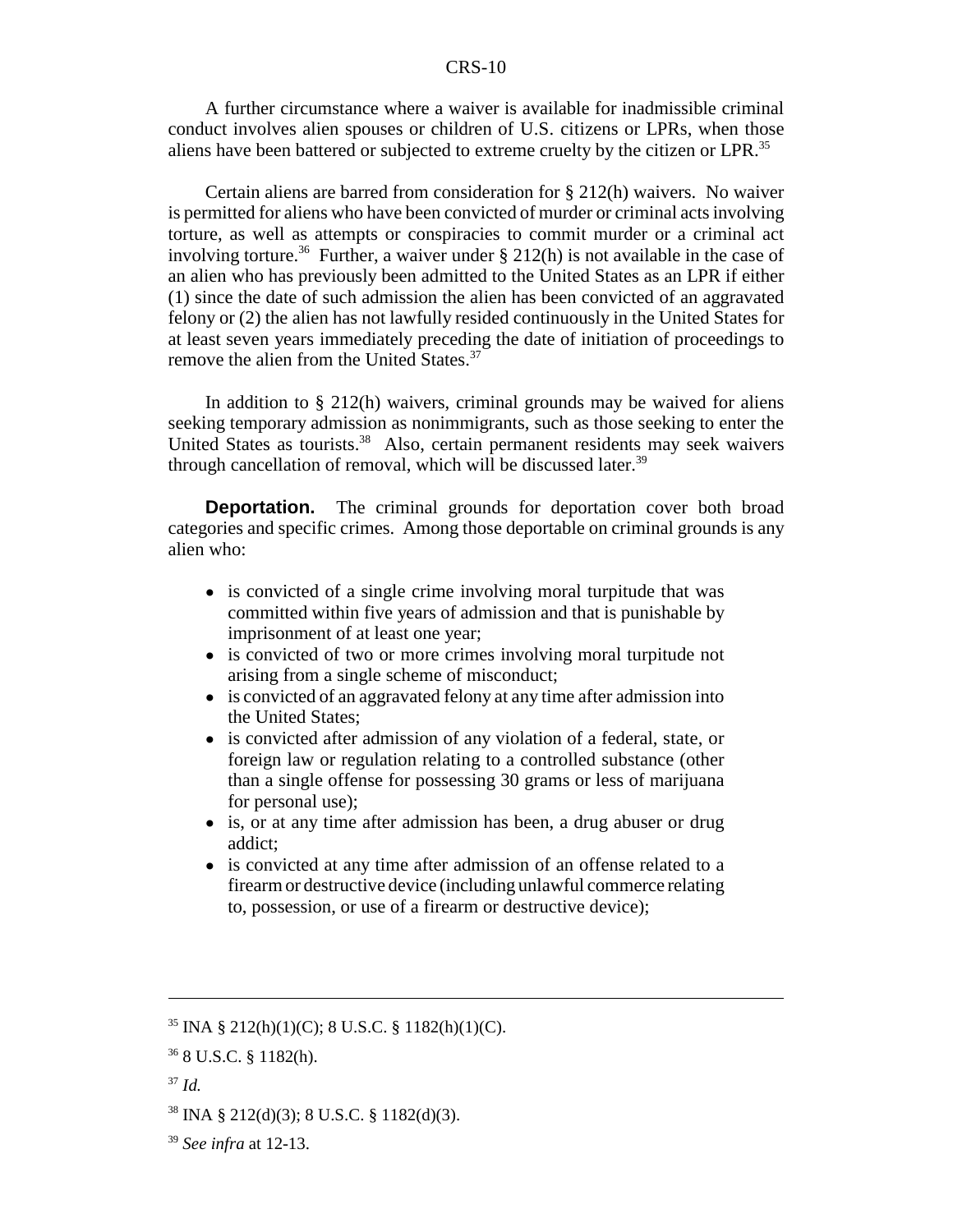A further circumstance where a waiver is available for inadmissible criminal conduct involves alien spouses or children of U.S. citizens or LPRs, when those aliens have been battered or subjected to extreme cruelty by the citizen or LPR.[35]

Certain aliens are barred from consideration for § 212(h) waivers. No waiver is permitted for aliens who have been convicted of murder or criminal acts involving torture, as well as attempts or conspiracies to commit murder or a criminal act involving torture.[36] Further, a waiver under § 212(h) is not available in the case of an alien who has previously been admitted to the United States as an LPR if either (1) since the date of such admission the alien has been convicted of an aggravated felony or (2) the alien has not lawfully resided continuously in the United States for at least seven years immediately preceding the date of initiation of proceedings to remove the alien from the United States.[37]

In addition to § 212(h) waivers, criminal grounds may be waived for aliens seeking temporary admission as nonimmigrants, such as those seeking to enter the United States as tourists.[38] Also, certain permanent residents may seek waivers through cancellation of removal, which will be discussed later.[39]

**Deportation.** The criminal grounds for deportation cover both broad categories and specific crimes. Among those deportable on criminal grounds is any alien who:

- is convicted of a single crime involving moral turpitude that was committed within five years of admission and that is punishable by imprisonment of at least one year;
- is convicted of two or more crimes involving moral turpitude not arising from a single scheme of misconduct;
- is convicted of an aggravated felony at any time after admission into the United States;
- is convicted after admission of any violation of a federal, state, or foreign law or regulation relating to a controlled substance (other than a single offense for possessing 30 grams or less of marijuana for personal use);
- is, or at any time after admission has been, a drug abuser or drug addict;
- is convicted at any time after admission of an offense related to a firearm or destructive device (including unlawful commerce relating to, possession, or use of a firearm or destructive device);

---

[35] INA § 212(h)(1)(C); 8 U.S.C. § 1182(h)(1)(C).

[36] 8 U.S.C. § 1182(h).

[37] *Id.*

[38] INA § 212(d)(3); 8 U.S.C. § 1182(d)(3).

[39] *See infra* at 12-13.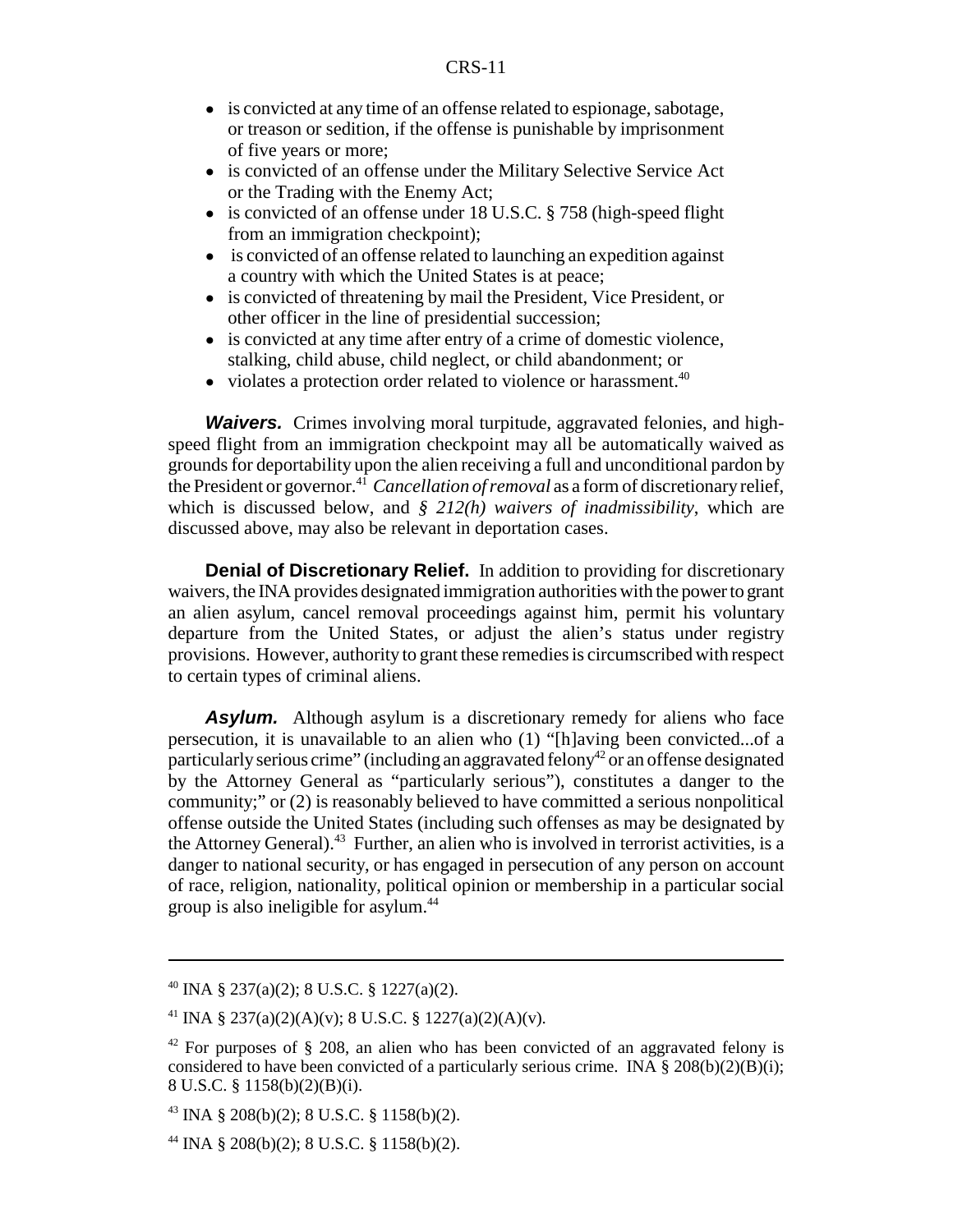- is convicted at any time of an offense related to espionage, sabotage, or treason or sedition, if the offense is punishable by imprisonment of five years or more;
- is convicted of an offense under the Military Selective Service Act or the Trading with the Enemy Act;
- is convicted of an offense under 18 U.S.C. § 758 (high-speed flight from an immigration checkpoint);
- is convicted of an offense related to launching an expedition against a country with which the United States is at peace;
- is convicted of threatening by mail the President, Vice President, or other officer in the line of presidential succession;
- is convicted at any time after entry of a crime of domestic violence, stalking, child abuse, child neglect, or child abandonment; or
- violates a protection order related to violence or harassment.[40]

***Waivers.*** Crimes involving moral turpitude, aggravated felonies, and high-speed flight from an immigration checkpoint may all be automatically waived as grounds for deportability upon the alien receiving a full and unconditional pardon by the President or governor.[41] *Cancellation of removal* as a form of discretionary relief, which is discussed below, and *§ 212(h) waivers of inadmissibility*, which are discussed above, may also be relevant in deportation cases.

**Denial of Discretionary Relief.** In addition to providing for discretionary waivers, the INA provides designated immigration authorities with the power to grant an alien asylum, cancel removal proceedings against him, permit his voluntary departure from the United States, or adjust the alien's status under registry provisions. However, authority to grant these remedies is circumscribed with respect to certain types of criminal aliens.

***Asylum.*** Although asylum is a discretionary remedy for aliens who face persecution, it is unavailable to an alien who (1) "[h]aving been convicted...of a particularly serious crime" (including an aggravated felony[42] or an offense designated by the Attorney General as "particularly serious"), constitutes a danger to the community;" or (2) is reasonably believed to have committed a serious nonpolitical offense outside the United States (including such offenses as may be designated by the Attorney General).[43] Further, an alien who is involved in terrorist activities, is a danger to national security, or has engaged in persecution of any person on account of race, religion, nationality, political opinion or membership in a particular social group is also ineligible for asylum.[44]

---

[40] INA § 237(a)(2); 8 U.S.C. § 1227(a)(2).

[41] INA § 237(a)(2)(A)(v); 8 U.S.C. § 1227(a)(2)(A)(v).

[42] For purposes of § 208, an alien who has been convicted of an aggravated felony is considered to have been convicted of a particularly serious crime. INA § 208(b)(2)(B)(i); 8 U.S.C. § 1158(b)(2)(B)(i).

[43] INA § 208(b)(2); 8 U.S.C. § 1158(b)(2).

[44] INA § 208(b)(2); 8 U.S.C. § 1158(b)(2).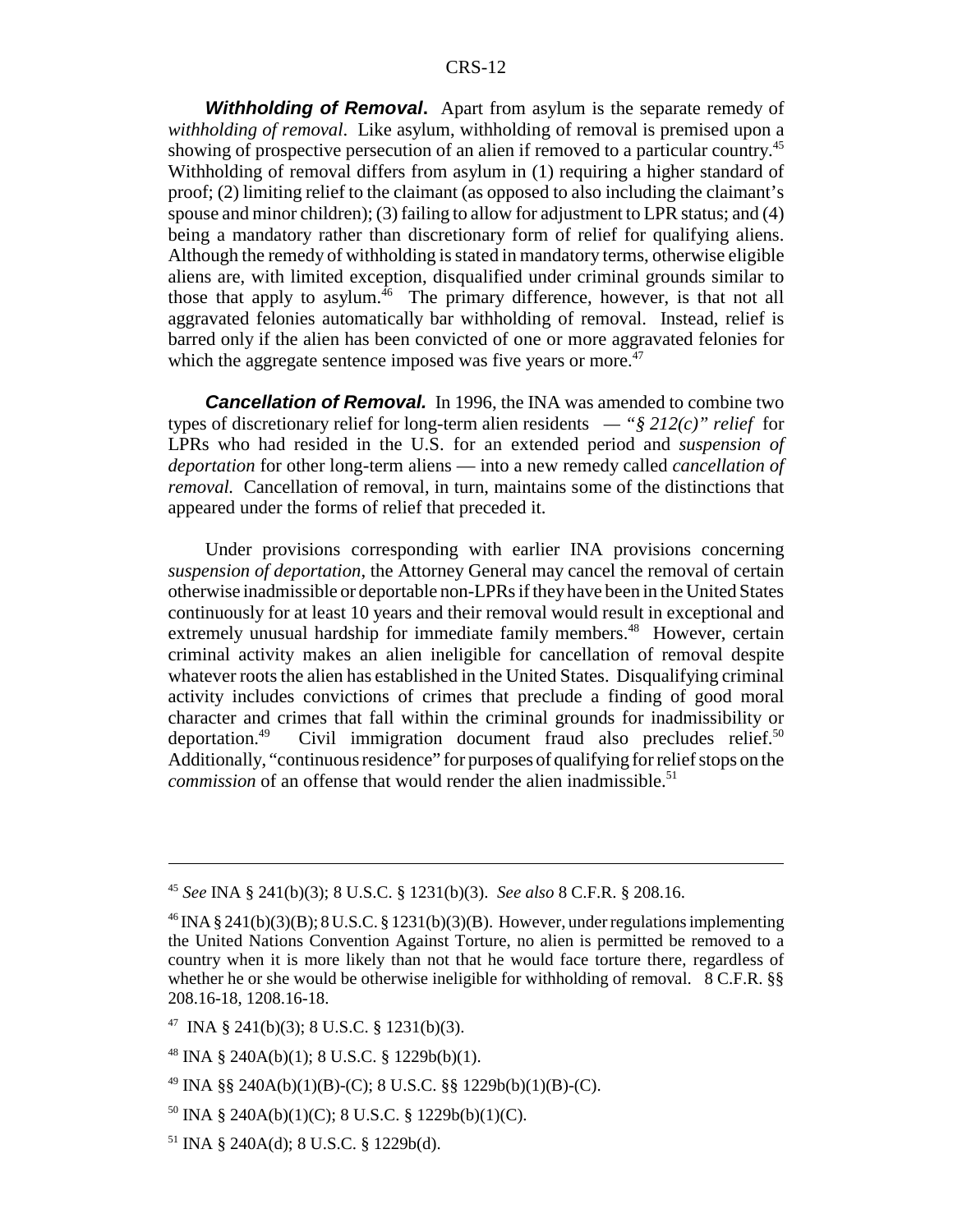***Withholding of Removal*.** Apart from asylum is the separate remedy of *withholding of removal*. Like asylum, withholding of removal is premised upon a showing of prospective persecution of an alien if removed to a particular country.[45] Withholding of removal differs from asylum in (1) requiring a higher standard of proof; (2) limiting relief to the claimant (as opposed to also including the claimant's spouse and minor children); (3) failing to allow for adjustment to LPR status; and (4) being a mandatory rather than discretionary form of relief for qualifying aliens. Although the remedy of withholding is stated in mandatory terms, otherwise eligible aliens are, with limited exception, disqualified under criminal grounds similar to those that apply to asylum.[46] The primary difference, however, is that not all aggravated felonies automatically bar withholding of removal. Instead, relief is barred only if the alien has been convicted of one or more aggravated felonies for which the aggregate sentence imposed was five years or more.[47]

***Cancellation of Removal.*** In 1996, the INA was amended to combine two types of discretionary relief for long-term alien residents — *"§ 212(c)" relief* for LPRs who had resided in the U.S. for an extended period and *suspension of deportation* for other long-term aliens — into a new remedy called *cancellation of removal.* Cancellation of removal, in turn, maintains some of the distinctions that appeared under the forms of relief that preceded it.

Under provisions corresponding with earlier INA provisions concerning *suspension of deportation*, the Attorney General may cancel the removal of certain otherwise inadmissible or deportable non-LPRs if they have been in the United States continuously for at least 10 years and their removal would result in exceptional and extremely unusual hardship for immediate family members.[48] However, certain criminal activity makes an alien ineligible for cancellation of removal despite whatever roots the alien has established in the United States. Disqualifying criminal activity includes convictions of crimes that preclude a finding of good moral character and crimes that fall within the criminal grounds for inadmissibility or deportation.[49] Civil immigration document fraud also precludes relief.[50] Additionally, "continuous residence" for purposes of qualifying for relief stops on the *commission* of an offense that would render the alien inadmissible.[51]

---

[45] *See* INA § 241(b)(3); 8 U.S.C. § 1231(b)(3). *See also* 8 C.F.R. § 208.16.

[46] INA § 241(b)(3)(B); 8 U.S.C. § 1231(b)(3)(B). However, under regulations implementing the United Nations Convention Against Torture, no alien is permitted be removed to a country when it is more likely than not that he would face torture there, regardless of whether he or she would be otherwise ineligible for withholding of removal. 8 C.F.R. §§ 208.16-18, 1208.16-18.

[47] INA § 241(b)(3); 8 U.S.C. § 1231(b)(3).

[48] INA § 240A(b)(1); 8 U.S.C. § 1229b(b)(1).

[49] INA §§ 240A(b)(1)(B)-(C); 8 U.S.C. §§ 1229b(b)(1)(B)-(C).

[50] INA § 240A(b)(1)(C); 8 U.S.C. § 1229b(b)(1)(C).

[51] INA § 240A(d); 8 U.S.C. § 1229b(d).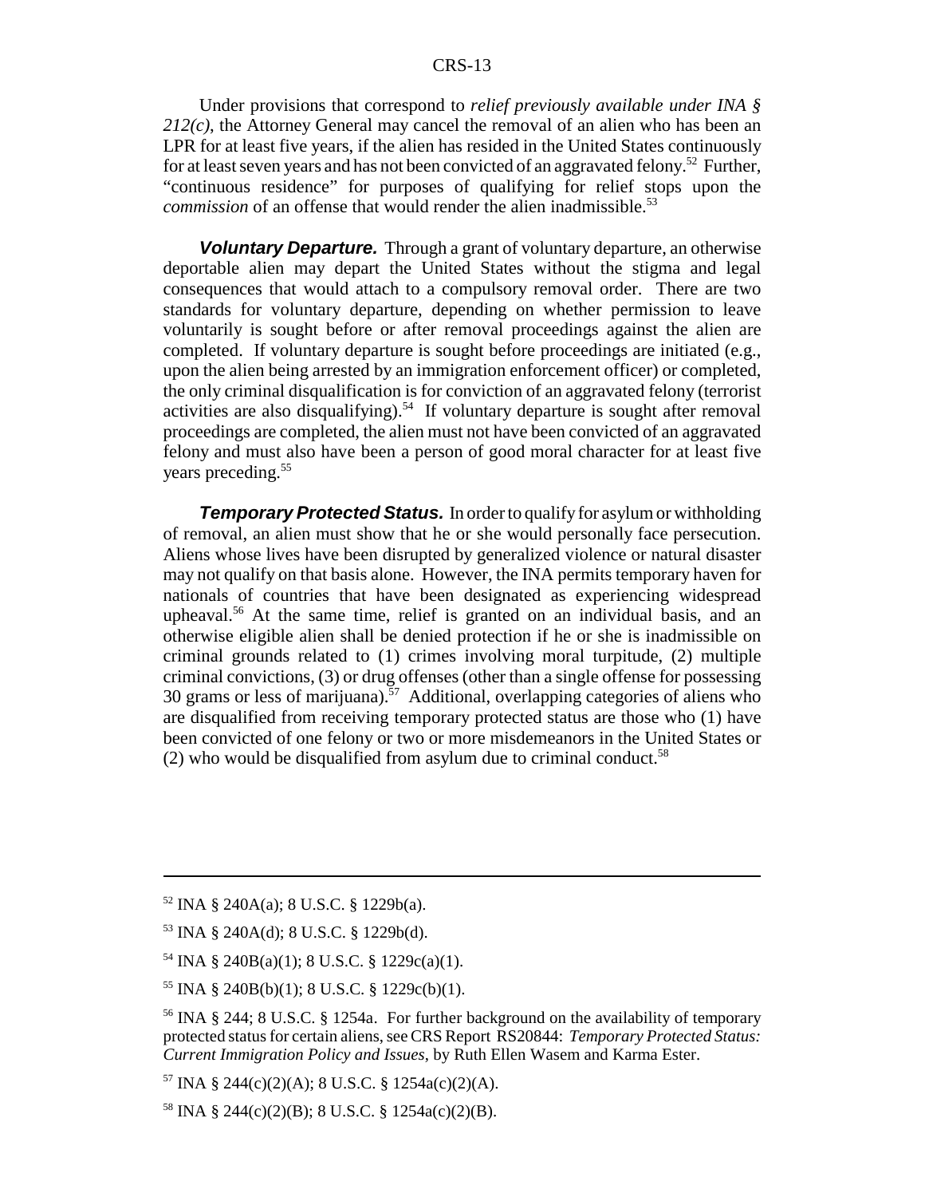Under provisions that correspond to *relief previously available under INA § 212(c)*, the Attorney General may cancel the removal of an alien who has been an LPR for at least five years, if the alien has resided in the United States continuously for at least seven years and has not been convicted of an aggravated felony.[52] Further, "continuous residence" for purposes of qualifying for relief stops upon the *commission* of an offense that would render the alien inadmissible.[53]

***Voluntary Departure.*** Through a grant of voluntary departure, an otherwise deportable alien may depart the United States without the stigma and legal consequences that would attach to a compulsory removal order. There are two standards for voluntary departure, depending on whether permission to leave voluntarily is sought before or after removal proceedings against the alien are completed. If voluntary departure is sought before proceedings are initiated (e.g., upon the alien being arrested by an immigration enforcement officer) or completed, the only criminal disqualification is for conviction of an aggravated felony (terrorist activities are also disqualifying).[54] If voluntary departure is sought after removal proceedings are completed, the alien must not have been convicted of an aggravated felony and must also have been a person of good moral character for at least five years preceding.[55]

***Temporary Protected Status.*** In order to qualify for asylum or withholding of removal, an alien must show that he or she would personally face persecution. Aliens whose lives have been disrupted by generalized violence or natural disaster may not qualify on that basis alone. However, the INA permits temporary haven for nationals of countries that have been designated as experiencing widespread upheaval.[56] At the same time, relief is granted on an individual basis, and an otherwise eligible alien shall be denied protection if he or she is inadmissible on criminal grounds related to (1) crimes involving moral turpitude, (2) multiple criminal convictions, (3) or drug offenses (other than a single offense for possessing 30 grams or less of marijuana).[57] Additional, overlapping categories of aliens who are disqualified from receiving temporary protected status are those who (1) have been convicted of one felony or two or more misdemeanors in the United States or (2) who would be disqualified from asylum due to criminal conduct.[58]

---

[52] INA § 240A(a); 8 U.S.C. § 1229b(a).

[53] INA § 240A(d); 8 U.S.C. § 1229b(d).

[54] INA § 240B(a)(1); 8 U.S.C. § 1229c(a)(1).

[55] INA § 240B(b)(1); 8 U.S.C. § 1229c(b)(1).

[56] INA § 244; 8 U.S.C. § 1254a. For further background on the availability of temporary protected status for certain aliens, see CRS Report RS20844: *Temporary Protected Status: Current Immigration Policy and Issues*, by Ruth Ellen Wasem and Karma Ester.

[57] INA § 244(c)(2)(A); 8 U.S.C. § 1254a(c)(2)(A).

[58] INA § 244(c)(2)(B); 8 U.S.C. § 1254a(c)(2)(B).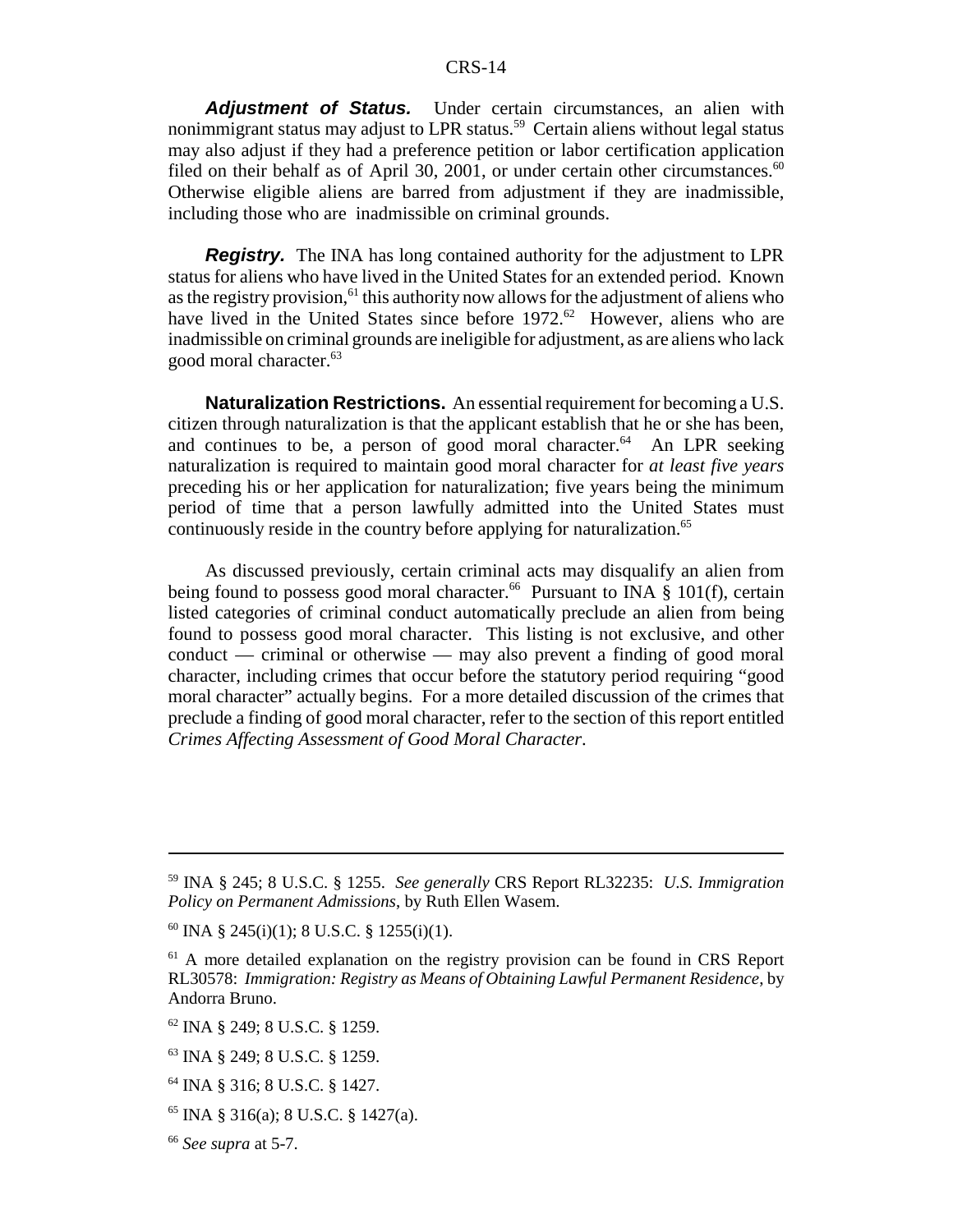***Adjustment of Status.*** Under certain circumstances, an alien with nonimmigrant status may adjust to LPR status.[59] Certain aliens without legal status may also adjust if they had a preference petition or labor certification application filed on their behalf as of April 30, 2001, or under certain other circumstances.[60] Otherwise eligible aliens are barred from adjustment if they are inadmissible, including those who are inadmissible on criminal grounds.

***Registry.*** The INA has long contained authority for the adjustment to LPR status for aliens who have lived in the United States for an extended period. Known as the registry provision,[61] this authority now allows for the adjustment of aliens who have lived in the United States since before 1972.[62] However, aliens who are inadmissible on criminal grounds are ineligible for adjustment, as are aliens who lack good moral character.[63]

**Naturalization Restrictions.** An essential requirement for becoming a U.S. citizen through naturalization is that the applicant establish that he or she has been, and continues to be, a person of good moral character.[64] An LPR seeking naturalization is required to maintain good moral character for *at least five years* preceding his or her application for naturalization; five years being the minimum period of time that a person lawfully admitted into the United States must continuously reside in the country before applying for naturalization.[65]

As discussed previously, certain criminal acts may disqualify an alien from being found to possess good moral character.[66] Pursuant to INA § 101(f), certain listed categories of criminal conduct automatically preclude an alien from being found to possess good moral character. This listing is not exclusive, and other conduct — criminal or otherwise — may also prevent a finding of good moral character, including crimes that occur before the statutory period requiring "good moral character" actually begins. For a more detailed discussion of the crimes that preclude a finding of good moral character, refer to the section of this report entitled *Crimes Affecting Assessment of Good Moral Character*.

---

[59] INA § 245; 8 U.S.C. § 1255. *See generally* CRS Report RL32235: *U.S. Immigration Policy on Permanent Admissions*, by Ruth Ellen Wasem.

[60] INA § 245(i)(1); 8 U.S.C. § 1255(i)(1).

[61] A more detailed explanation on the registry provision can be found in CRS Report RL30578: *Immigration: Registry as Means of Obtaining Lawful Permanent Residence*, by Andorra Bruno.

[62] INA § 249; 8 U.S.C. § 1259.

[63] INA § 249; 8 U.S.C. § 1259.

[64] INA § 316; 8 U.S.C. § 1427.

[65] INA § 316(a); 8 U.S.C. § 1427(a).

[66] *See supra* at 5-7.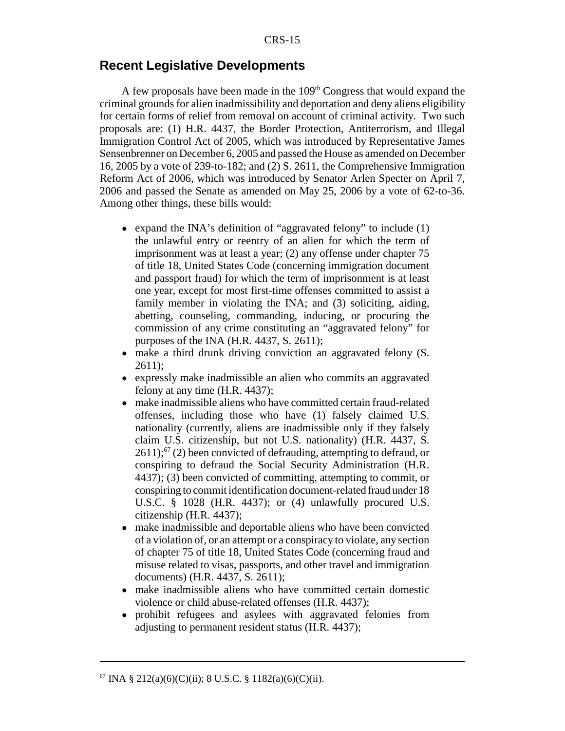## Recent Legislative Developments

A few proposals have been made in the 109th Congress that would expand the criminal grounds for alien inadmissibility and deportation and deny aliens eligibility for certain forms of relief from removal on account of criminal activity. Two such proposals are: (1) H.R. 4437, the Border Protection, Antiterrorism, and Illegal Immigration Control Act of 2005, which was introduced by Representative James Sensenbrenner on December 6, 2005 and passed the House as amended on December 16, 2005 by a vote of 239-to-182; and (2) S. 2611, the Comprehensive Immigration Reform Act of 2006, which was introduced by Senator Arlen Specter on April 7, 2006 and passed the Senate as amended on May 25, 2006 by a vote of 62-to-36. Among other things, these bills would:

- expand the INA's definition of "aggravated felony" to include (1) the unlawful entry or reentry of an alien for which the term of imprisonment was at least a year; (2) any offense under chapter 75 of title 18, United States Code (concerning immigration document and passport fraud) for which the term of imprisonment is at least one year, except for most first-time offenses committed to assist a family member in violating the INA; and (3) soliciting, aiding, abetting, counseling, commanding, inducing, or procuring the commission of any crime constituting an "aggravated felony" for purposes of the INA (H.R. 4437, S. 2611);
- make a third drunk driving conviction an aggravated felony (S. 2611);
- expressly make inadmissible an alien who commits an aggravated felony at any time (H.R. 4437);
- make inadmissible aliens who have committed certain fraud-related offenses, including those who have (1) falsely claimed U.S. nationality (currently, aliens are inadmissible only if they falsely claim U.S. citizenship, but not U.S. nationality) (H.R. 4437, S. 2611);[67] (2) been convicted of defrauding, attempting to defraud, or conspiring to defraud the Social Security Administration (H.R. 4437); (3) been convicted of committing, attempting to commit, or conspiring to commit identification document-related fraud under 18 U.S.C. § 1028 (H.R. 4437); or (4) unlawfully procured U.S. citizenship (H.R. 4437);
- make inadmissible and deportable aliens who have been convicted of a violation of, or an attempt or a conspiracy to violate, any section of chapter 75 of title 18, United States Code (concerning fraud and misuse related to visas, passports, and other travel and immigration documents) (H.R. 4437, S. 2611);
- make inadmissible aliens who have committed certain domestic violence or child abuse-related offenses (H.R. 4437);
- prohibit refugees and asylees with aggravated felonies from adjusting to permanent resident status (H.R. 4437);

---

[67] INA § 212(a)(6)(C)(ii); 8 U.S.C. § 1182(a)(6)(C)(ii).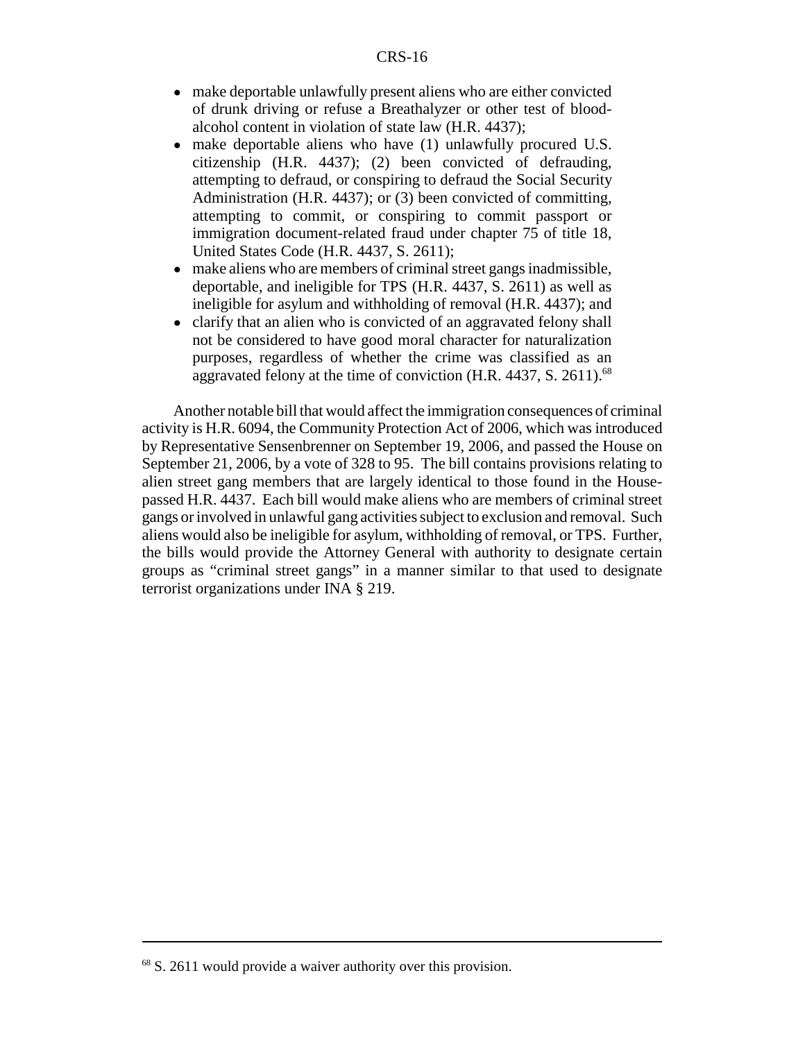- make deportable unlawfully present aliens who are either convicted of drunk driving or refuse a Breathalyzer or other test of blood-alcohol content in violation of state law (H.R. 4437);
- make deportable aliens who have (1) unlawfully procured U.S. citizenship (H.R. 4437); (2) been convicted of defrauding, attempting to defraud, or conspiring to defraud the Social Security Administration (H.R. 4437); or (3) been convicted of committing, attempting to commit, or conspiring to commit passport or immigration document-related fraud under chapter 75 of title 18, United States Code (H.R. 4437, S. 2611);
- make aliens who are members of criminal street gangs inadmissible, deportable, and ineligible for TPS (H.R. 4437, S. 2611) as well as ineligible for asylum and withholding of removal (H.R. 4437); and
- clarify that an alien who is convicted of an aggravated felony shall not be considered to have good moral character for naturalization purposes, regardless of whether the crime was classified as an aggravated felony at the time of conviction (H.R. 4437, S. 2611).[68]

Another notable bill that would affect the immigration consequences of criminal activity is H.R. 6094, the Community Protection Act of 2006, which was introduced by Representative Sensenbrenner on September 19, 2006, and passed the House on September 21, 2006, by a vote of 328 to 95. The bill contains provisions relating to alien street gang members that are largely identical to those found in the House-passed H.R. 4437. Each bill would make aliens who are members of criminal street gangs or involved in unlawful gang activities subject to exclusion and removal. Such aliens would also be ineligible for asylum, withholding of removal, or TPS. Further, the bills would provide the Attorney General with authority to designate certain groups as "criminal street gangs" in a manner similar to that used to designate terrorist organizations under INA § 219.

[68] S. 2611 would provide a waiver authority over this provision.